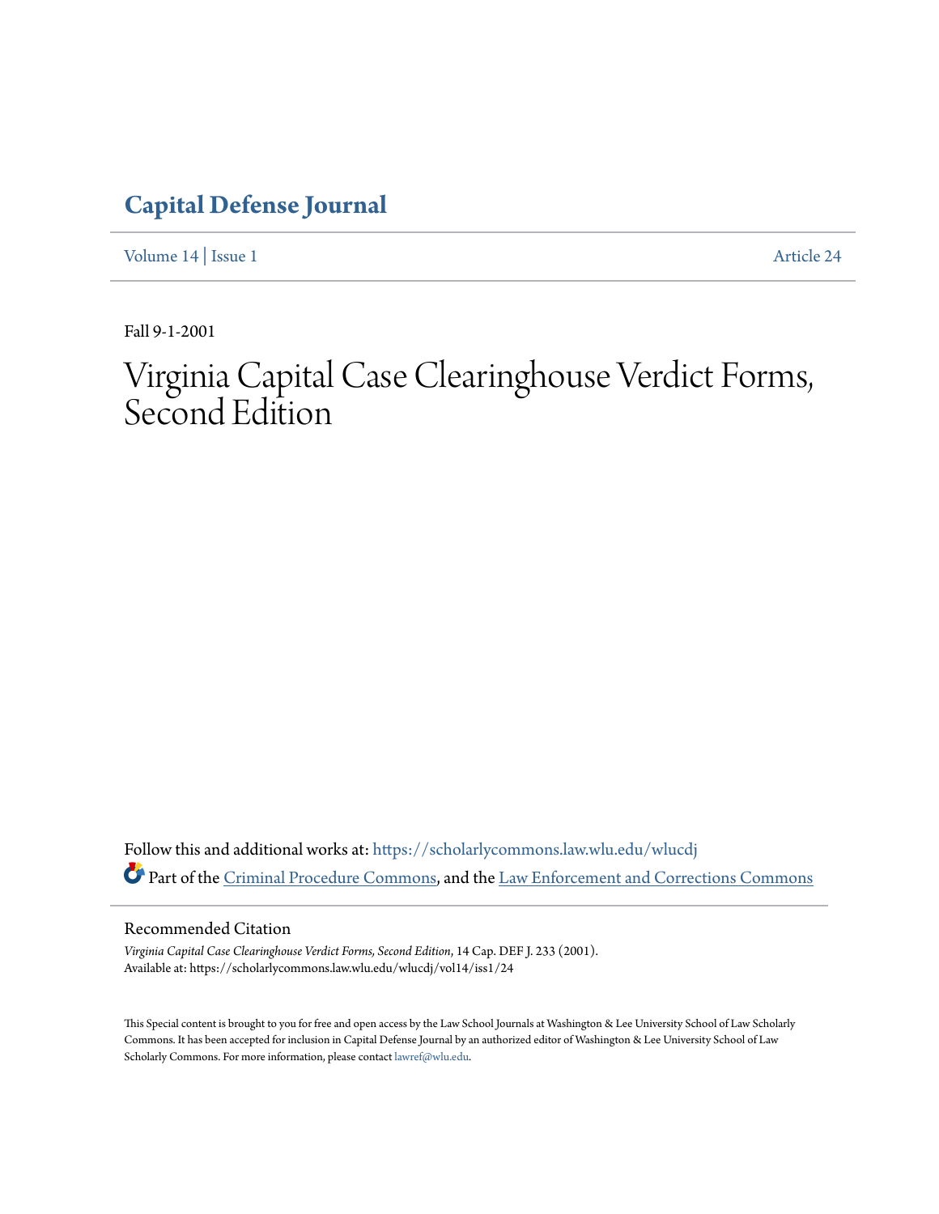# Capital Defense Journal

Volume 14 | Issue 1 Article 24

Fall 9-1-2001

# Virginia Capital Case Clearinghouse Verdict Forms, Second Edition

Follow this and additional works at: https://scholarlycommons.law.wlu.edu/wlucdj

Part of the Criminal Procedure Commons, and the Law Enforcement and Corrections Commons

## Recommended Citation

*Virginia Capital Case Clearinghouse Verdict Forms, Second Edition*, 14 Cap. DEF J. 233 (2001).
Available at: https://scholarlycommons.law.wlu.edu/wlucdj/vol14/iss1/24

This Special content is brought to you for free and open access by the Law School Journals at Washington & Lee University School of Law Scholarly Commons. It has been accepted for inclusion in Capital Defense Journal by an authorized editor of Washington & Lee University School of Law Scholarly Commons. For more information, please contact lawref@wlu.edu.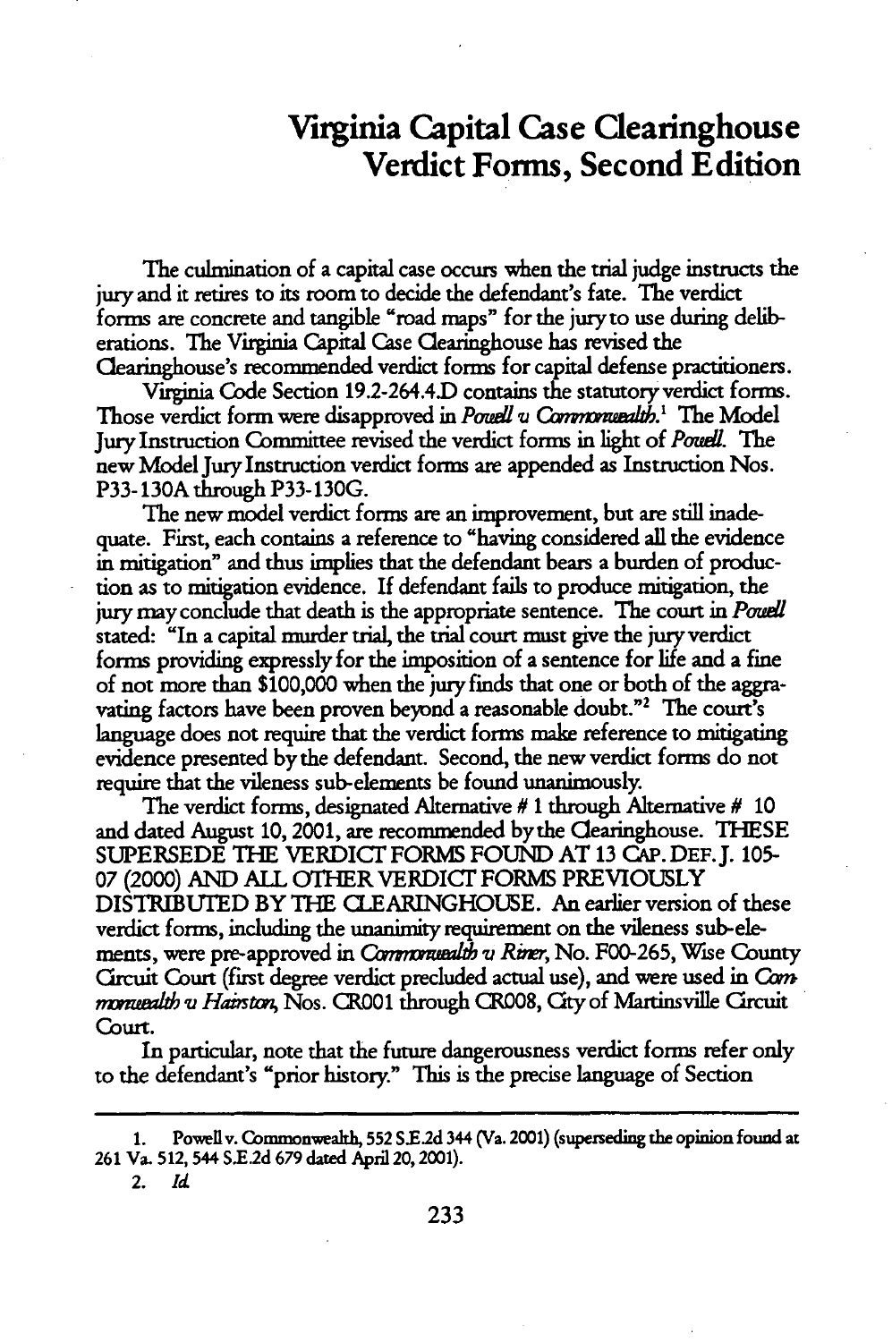# Virginia Capital Case Clearinghouse Verdict Forms, Second Edition

The culmination of a capital case occurs when the trial judge instructs the jury and it retires to its room to decide the defendant's fate. The verdict forms are concrete and tangible "road maps" for the jury to use during deliberations. The Virginia Capital Case Clearinghouse has revised the Clearinghouse's recommended verdict forms for capital defense practitioners.

Virginia Code Section 19.2-264.4.D contains the statutory verdict forms. Those verdict form were disapproved in *Powell v. Commonwealth*.[1] The Model Jury Instruction Committee revised the verdict forms in light of *Powell*. The new Model Jury Instruction verdict forms are appended as Instruction Nos. P33-130A through P33-130G.

The new model verdict forms are an improvement, but are still inadequate. First, each contains a reference to "having considered all the evidence in mitigation" and thus implies that the defendant bears a burden of production as to mitigation evidence. If defendant fails to produce mitigation, the jury may conclude that death is the appropriate sentence. The court in *Powell* stated: "In a capital murder trial, the trial court must give the jury verdict forms providing expressly for the imposition of a sentence for life and a fine of not more than $100,000 when the jury finds that one or both of the aggravating factors have been proven beyond a reasonable doubt."[2] The court's language does not require that the verdict forms make reference to mitigating evidence presented by the defendant. Second, the new verdict forms do not require that the vileness sub-elements be found unanimously.

The verdict forms, designated Alternative # 1 through Alternative # 10 and dated August 10, 2001, are recommended by the Clearinghouse. THESE SUPERSEDE THE VERDICT FORMS FOUND AT 13 CAP. DEF. J. 105-07 (2000) AND ALL OTHER VERDICT FORMS PREVIOUSLY DISTRIBUTED BY THE CLEARINGHOUSE. An earlier version of these verdict forms, including the unanimity requirement on the vileness sub-elements, were pre-approved in *Commonwealth v. Riner*, No. F00-265, Wise County Circuit Court (first degree verdict precluded actual use), and were used in *Commonwealth v. Hairston*, Nos. CR001 through CR008, City of Martinsville Circuit Court.

In particular, note that the future dangerousness verdict forms refer only to the defendant's "prior history." This is the precise language of Section

---

1. Powell v. Commonwealth, 552 S.E.2d 344 (Va. 2001) (superseding the opinion found at 261 Va. 512, 544 S.E.2d 679 dated April 20, 2001).

2. *Id.*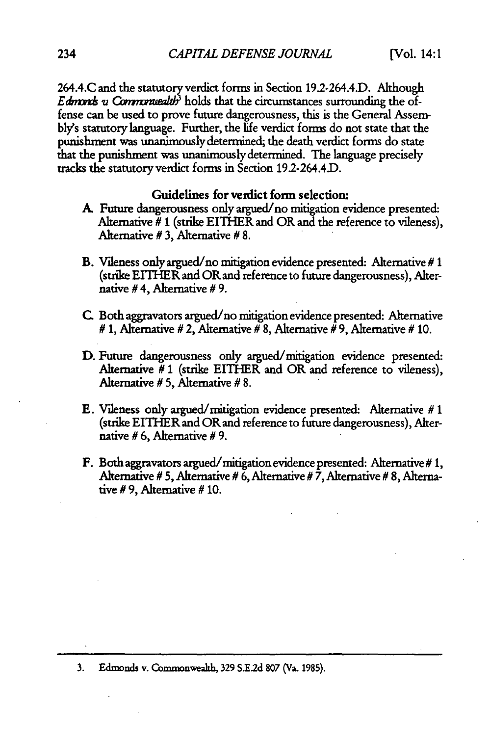264.4.C and the statutory verdict forms in Section 19.2-264.4.D. Although *Edmonds v. Commonwealth*[3] holds that the circumstances surrounding the offense can be used to prove future dangerousness, this is the General Assembly's statutory language. Further, the life verdict forms do not state that the punishment was unanimously determined; the death verdict forms do state that the punishment was unanimously determined. The language precisely tracks the statutory verdict forms in Section 19.2-264.4.D.

### Guidelines for verdict form selection:

A. Future dangerousness only argued/no mitigation evidence presented: Alternative # 1 (strike EITHER and OR and the reference to vileness), Alternative # 3, Alternative # 8.

B. Vileness only argued/no mitigation evidence presented: Alternative # 1 (strike EITHER and OR and reference to future dangerousness), Alternative # 4, Alternative # 9.

C. Both aggravators argued/no mitigation evidence presented: Alternative # 1, Alternative # 2, Alternative # 8, Alternative # 9, Alternative # 10.

D. Future dangerousness only argued/mitigation evidence presented: Alternative # 1 (strike EITHER and OR and reference to vileness), Alternative # 5, Alternative # 8.

E. Vileness only argued/mitigation evidence presented: Alternative # 1 (strike EITHER and OR and reference to future dangerousness), Alternative # 6, Alternative # 9.

F. Both aggravators argued/mitigation evidence presented: Alternative # 1, Alternative # 5, Alternative # 6, Alternative # 7, Alternative # 8, Alternative # 9, Alternative # 10.

---

3. Edmonds v. Commonwealth, 329 S.E.2d 807 (Va. 1985).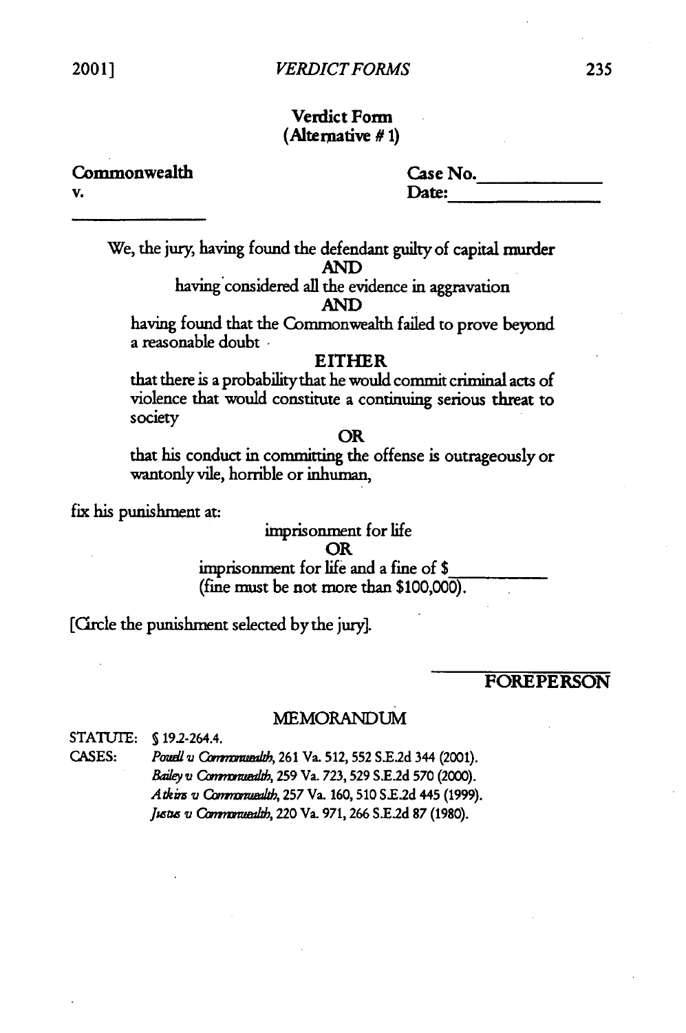## Verdict Form
## (Alternative # 1)

**Commonwealth** **Case No.**______________

**v.** **Date:**______________

______________

We, the jury, having found the defendant guilty of capital murder

AND

having considered all the evidence in aggravation

AND

having found that the Commonwealth failed to prove beyond a reasonable doubt

EITHER

that there is a probability that he would commit criminal acts of violence that would constitute a continuing serious threat to society

OR

that his conduct in committing the offense is outrageously or wantonly vile, horrible or inhuman,

fix his punishment at:

imprisonment for life

OR

imprisonment for life and a fine of $__________ (fine must be not more than $100,000).

[Circle the punishment selected by the jury].

______________

FOREPERSON

MEMORANDUM

STATUTE: § 19.2-264.4.

CASES: *Powell v Commonwealth*, 261 Va. 512, 552 S.E.2d 344 (2001).
*Bailey v Commonwealth*, 259 Va. 723, 529 S.E.2d 570 (2000).
*Atkins v Commonwealth*, 257 Va. 160, 510 S.E.2d 445 (1999).
*Justus v Commonwealth*, 220 Va. 971, 266 S.E.2d 87 (1980).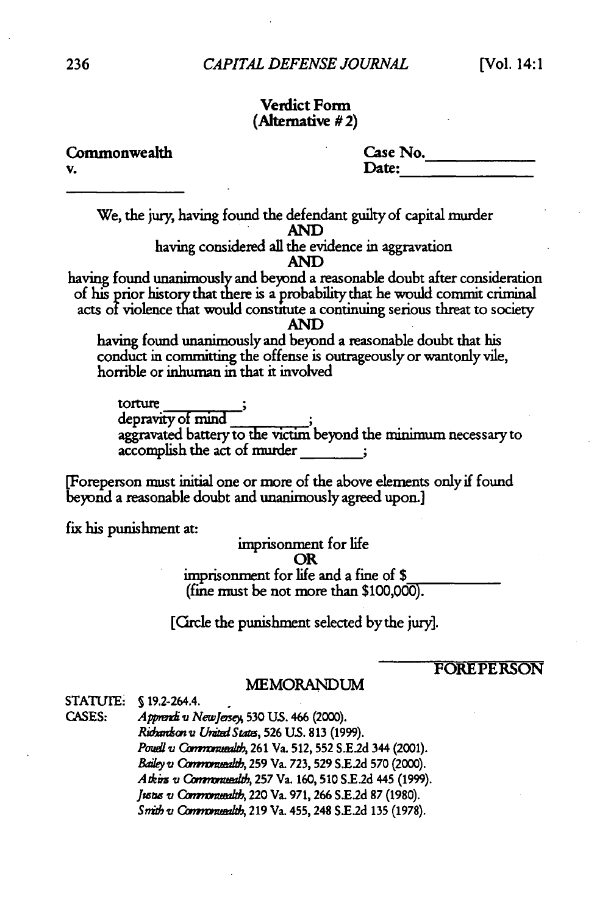### Verdict Form
### (Alternative # 2)

**Commonwealth**
**v.**

\_\_\_\_\_\_\_\_\_\_\_\_\_\_\_

**Case No.** \_\_\_\_\_\_\_\_\_\_\_\_\_
**Date:** \_\_\_\_\_\_\_\_\_\_\_\_\_\_\_

We, the jury, having found the defendant guilty of capital murder

**AND**

having considered all the evidence in aggravation

**AND**

having found unanimously and beyond a reasonable doubt after consideration of his prior history that there is a probability that he would commit criminal acts of violence that would constitute a continuing serious threat to society

**AND**

having found unanimously and beyond a reasonable doubt that his conduct in committing the offense is outrageously or wantonly vile, horrible or inhuman in that it involved

torture \_\_\_\_\_\_\_\_\_\_;
depravity of mind \_\_\_\_\_\_\_\_\_\_;
aggravated battery to the victim beyond the minimum necessary to accomplish the act of murder \_\_\_\_\_\_\_\_;

[Foreperson must initial one or more of the above elements only if found beyond a reasonable doubt and unanimously agreed upon.]

fix his punishment at:

imprisonment for life

**OR**

imprisonment for life and a fine of $ \_\_\_\_\_\_\_\_\_\_\_
(fine must be not more than $100,000).

[Circle the punishment selected by the jury].

\_\_\_\_\_\_\_\_\_\_\_\_\_\_\_
FOREPERSON

### MEMORANDUM

STATUTE: § 19.2-264.4.

CASES:
*Apprendi v New Jersey*, 530 U.S. 466 (2000).
*Richardson v United States*, 526 U.S. 813 (1999).
*Powell v Commonwealth*, 261 Va. 512, 552 S.E.2d 344 (2001).
*Bailey v Commonwealth*, 259 Va. 723, 529 S.E.2d 570 (2000).
*Atkins v Commonwealth*, 257 Va. 160, 510 S.E.2d 445 (1999).
*Justus v Commonwealth*, 220 Va. 971, 266 S.E.2d 87 (1980).
*Smith v Commonwealth*, 219 Va. 455, 248 S.E.2d 135 (1978).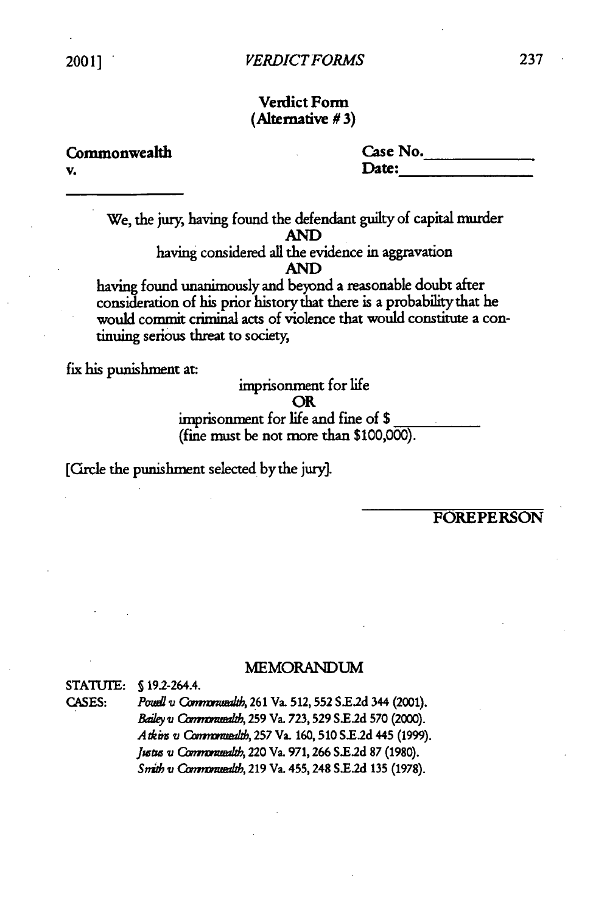**Verdict Form**
**(Alternative # 3)**

**Commonwealth**
**v.**

\_\_\_\_\_\_\_\_\_\_\_\_\_\_

**Case No.**\_\_\_\_\_\_\_\_\_\_\_\_
**Date:**\_\_\_\_\_\_\_\_\_\_\_\_\_\_

We, the jury, having found the defendant guilty of capital murder

**AND**

having considered all the evidence in aggravation

**AND**

having found unanimously and beyond a reasonable doubt after consideration of his prior history that there is a probability that he would commit criminal acts of violence that would constitute a continuing serious threat to society,

fix his punishment at:

imprisonment for life

**OR**

imprisonment for life and fine of $ \_\_\_\_\_\_\_\_\_\_
(fine must be not more than $100,000).

[Circle the punishment selected by the jury].

\_\_\_\_\_\_\_\_\_\_\_\_\_\_\_\_
FOREPERSON

## MEMORANDUM

STATUTE: § 19.2-264.4.

CASES:
*Powell v Commonwealth*, 261 Va. 512, 552 S.E.2d 344 (2001).
*Bailey v Commonwealth*, 259 Va. 723, 529 S.E.2d 570 (2000).
*Atkins v Commonwealth*, 257 Va. 160, 510 S.E.2d 445 (1999).
*Justus v Commonwealth*, 220 Va. 971, 266 S.E.2d 87 (1980).
*Smith v Commonwealth*, 219 Va. 455, 248 S.E.2d 135 (1978).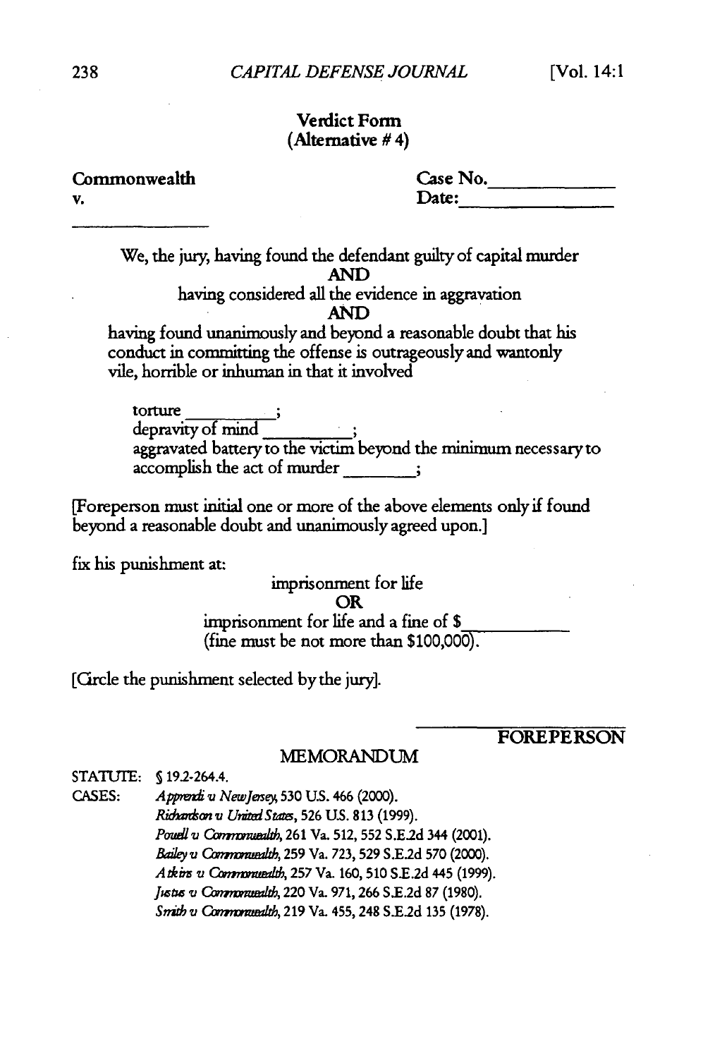## Verdict Form
### (Alternative # 4)

Commonwealth  
v.  
\_\_\_\_\_\_\_\_\_\_\_\_\_\_\_

Case No.\_\_\_\_\_\_\_\_\_\_\_\_\_  
Date:\_\_\_\_\_\_\_\_\_\_\_\_\_\_\_

We, the jury, having found the defendant guilty of capital murder

**AND**

having considered all the evidence in aggravation

**AND**

having found unanimously and beyond a reasonable doubt that his conduct in committing the offense is outrageously and wantonly vile, horrible or inhuman in that it involved

torture \_\_\_\_\_\_\_\_\_\_;  
depravity of mind \_\_\_\_\_\_\_\_\_;  
aggravated battery to the victim beyond the minimum necessary to accomplish the act of murder \_\_\_\_\_\_\_\_;

[Foreperson must initial one or more of the above elements only if found beyond a reasonable doubt and unanimously agreed upon.]

fix his punishment at:

imprisonment for life

**OR**

imprisonment for life and a fine of $\_\_\_\_\_\_\_\_\_\_\_\_  
(fine must be not more than $100,000).

[Circle the punishment selected by the jury].

\_\_\_\_\_\_\_\_\_\_\_\_\_\_\_\_\_\_\_\_\_\_  
**FOREPERSON**

MEMORANDUM

STATUTE: § 19.2-264.4.

CASES:
*Apprendi v New Jersey*, 530 U.S. 466 (2000).  
*Richardson v United States*, 526 U.S. 813 (1999).  
*Powell v Commonwealth*, 261 Va. 512, 552 S.E.2d 344 (2001).  
*Bailey v Commonwealth*, 259 Va. 723, 529 S.E.2d 570 (2000).  
*Atkins v Commonwealth*, 257 Va. 160, 510 S.E.2d 445 (1999).  
*Justus v Commonwealth*, 220 Va. 971, 266 S.E.2d 87 (1980).  
*Smith v Commonwealth*, 219 Va. 455, 248 S.E.2d 135 (1978).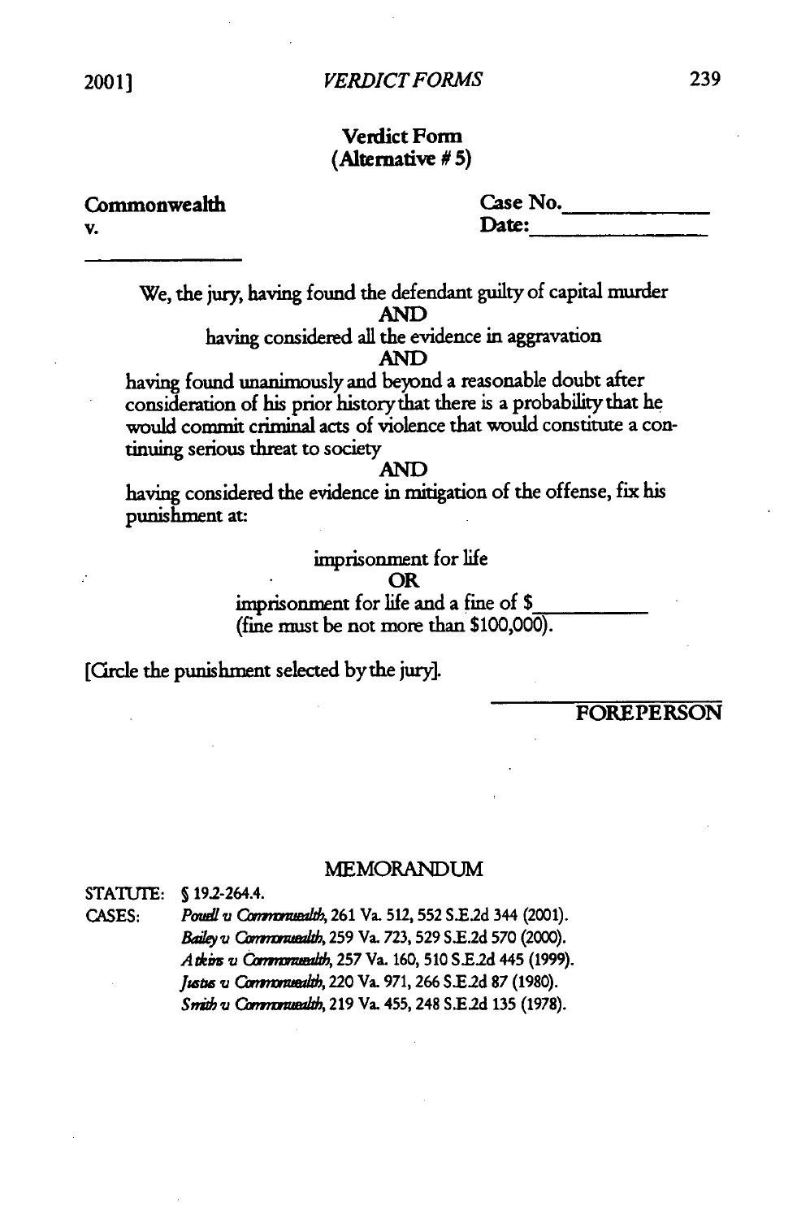### Verdict Form
### (Alternative # 5)

**Commonwealth**

**v.**

\_\_\_\_\_\_\_\_\_\_\_\_\_\_\_

**Case No.**\_\_\_\_\_\_\_\_\_\_\_\_

**Date:**\_\_\_\_\_\_\_\_\_\_\_\_\_\_\_

We, the jury, having found the defendant guilty of capital murder

AND

having considered all the evidence in aggravation

AND

having found unanimously and beyond a reasonable doubt after consideration of his prior history that there is a probability that he would commit criminal acts of violence that would constitute a continuing serious threat to society

AND

having considered the evidence in mitigation of the offense, fix his punishment at:

imprisonment for life

OR

imprisonment for life and a fine of $\_\_\_\_\_\_\_\_\_\_
(fine must be not more than $100,000).

[Circle the punishment selected by the jury].

\_\_\_\_\_\_\_\_\_\_\_\_\_\_\_\_\_\_\_\_

FOREPERSON

## MEMORANDUM

STATUTE: § 19.2-264.4.

CASES:
*Powell v Commonwealth*, 261 Va. 512, 552 S.E.2d 344 (2001).
*Bailey v Commonwealth*, 259 Va. 723, 529 S.E.2d 570 (2000).
*Atkins v Commonwealth*, 257 Va. 160, 510 S.E.2d 445 (1999).
*Justus v Commonwealth*, 220 Va. 971, 266 S.E.2d 87 (1980).
*Smith v Commonwealth*, 219 Va. 455, 248 S.E.2d 135 (1978).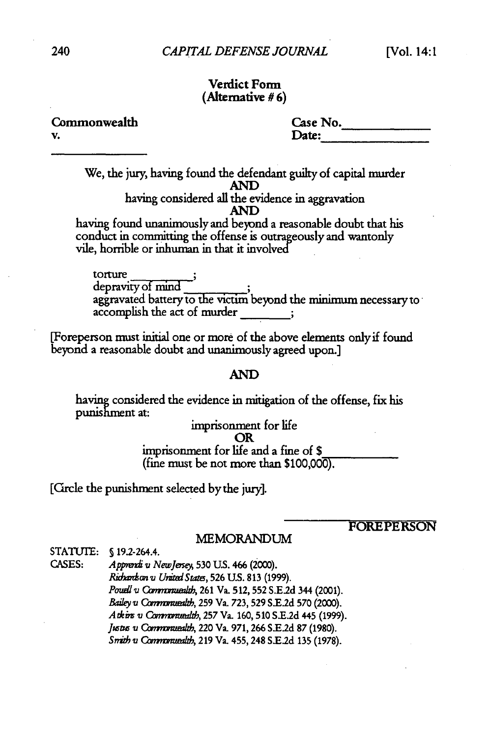**Verdict Form**
**(Alternative # 6)**

**Commonwealth** &nbsp;&nbsp;&nbsp;&nbsp;&nbsp;&nbsp;&nbsp;&nbsp;&nbsp;&nbsp;&nbsp;&nbsp;&nbsp;&nbsp;&nbsp;&nbsp;&nbsp;&nbsp;&nbsp;&nbsp;&nbsp;&nbsp;&nbsp;&nbsp;&nbsp;&nbsp;&nbsp;&nbsp; **Case No.**\_\_\_\_\_\_\_\_\_\_\_\_
**v.** &nbsp;&nbsp;&nbsp;&nbsp;&nbsp;&nbsp;&nbsp;&nbsp;&nbsp;&nbsp;&nbsp;&nbsp;&nbsp;&nbsp;&nbsp;&nbsp;&nbsp;&nbsp;&nbsp;&nbsp;&nbsp;&nbsp;&nbsp;&nbsp;&nbsp;&nbsp;&nbsp;&nbsp;&nbsp;&nbsp;&nbsp;&nbsp;&nbsp;&nbsp;&nbsp;&nbsp;&nbsp;&nbsp;&nbsp;&nbsp; **Date:**\_\_\_\_\_\_\_\_\_\_\_\_\_\_

\_\_\_\_\_\_\_\_\_\_\_\_\_\_

We, the jury, having found the defendant guilty of capital murder
**AND**
having considered all the evidence in aggravation
**AND**
having found unanimously and beyond a reasonable doubt that his conduct in committing the offense is outrageously and wantonly vile, horrible or inhuman in that it involved

torture \_\_\_\_\_\_\_\_\_;
depravity of mind \_\_\_\_\_\_\_\_\_;
aggravated battery to the victim beyond the minimum necessary to accomplish the act of murder \_\_\_\_\_\_\_\_;

[Foreperson must initial one or more of the above elements only if found beyond a reasonable doubt and unanimously agreed upon.]

**AND**

having considered the evidence in mitigation of the offense, fix his punishment at:

imprisonment for life
**OR**
imprisonment for life and a fine of $\_\_\_\_\_\_\_\_\_\_\_
(fine must be not more than $100,000).

[Circle the punishment selected by the jury].

\_\_\_\_\_\_\_\_\_\_\_\_\_\_\_\_\_\_
**FOREPERSON**

MEMORANDUM

STATUTE: § 19.2-264.4.
CASES:
*Apprendi v New Jersey*, 530 U.S. 466 (2000).
*Richardson v United States*, 526 U.S. 813 (1999).
*Powell v Commonwealth*, 261 Va. 512, 552 S.E.2d 344 (2001).
*Bailey v Commonwealth*, 259 Va. 723, 529 S.E.2d 570 (2000).
*Atkins v Commonwealth*, 257 Va. 160, 510 S.E.2d 445 (1999).
*Justus v Commonwealth*, 220 Va. 971, 266 S.E.2d 87 (1980).
*Smith v Commonwealth*, 219 Va. 455, 248 S.E.2d 135 (1978).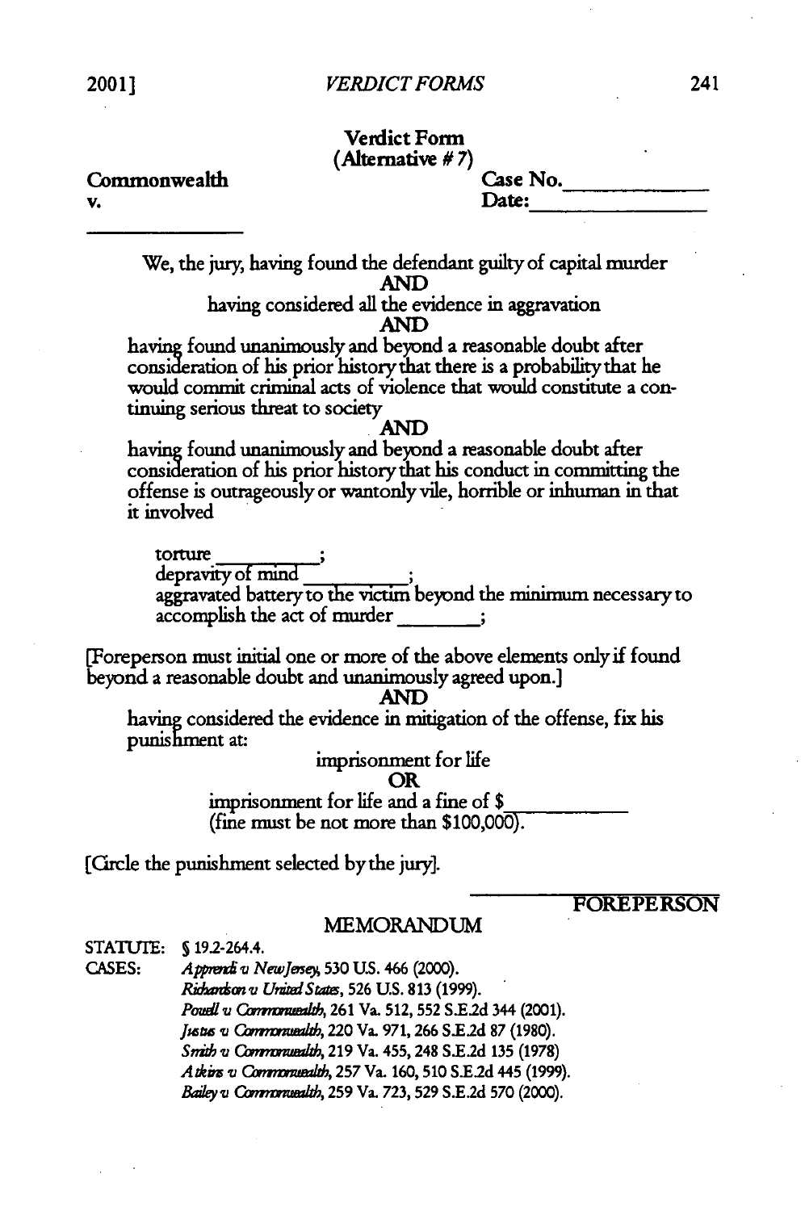**Verdict Form**
**(Alternative # 7)**

**Commonwealth** **Case No.**\_\_\_\_\_\_\_\_\_\_\_\_

**v.** **Date:**\_\_\_\_\_\_\_\_\_\_\_\_\_\_

\_\_\_\_\_\_\_\_\_\_\_\_\_\_\_

We, the jury, having found the defendant guilty of capital murder

**AND**

having considered all the evidence in aggravation

**AND**

having found unanimously and beyond a reasonable doubt after consideration of his prior history that there is a probability that he would commit criminal acts of violence that would constitute a continuing serious threat to society

**AND**

having found unanimously and beyond a reasonable doubt after consideration of his prior history that his conduct in committing the offense is outrageously or wantonly vile, horrible or inhuman in that it involved

torture \_\_\_\_\_\_\_\_\_\_;
depravity of mind \_\_\_\_\_\_\_\_\_\_;
aggravated battery to the victim beyond the minimum necessary to accomplish the act of murder \_\_\_\_\_\_\_\_;

[Foreperson must initial one or more of the above elements only if found beyond a reasonable doubt and unanimously agreed upon.]

**AND**

having considered the evidence in mitigation of the offense, fix his punishment at:

imprisonment for life

**OR**

imprisonment for life and a fine of $\_\_\_\_\_\_\_\_\_\_\_\_
(fine must be not more than $100,000).

[Circle the punishment selected by the jury].

\_\_\_\_\_\_\_\_\_\_\_\_\_\_\_\_\_\_\_\_
FOREPERSON

MEMORANDUM

STATUTE: § 19.2-264.4.

CASES: *Apprendi v New Jersey*, 530 U.S. 466 (2000).
*Richardson v United States*, 526 U.S. 813 (1999).
*Powell v Commonwealth*, 261 Va. 512, 552 S.E.2d 344 (2001).
*Justus v Commonwealth*, 220 Va. 971, 266 S.E.2d 87 (1980).
*Smith v Commonwealth*, 219 Va. 455, 248 S.E.2d 135 (1978)
*Atkins v Commonwealth*, 257 Va. 160, 510 S.E.2d 445 (1999).
*Bailey v Commonwealth*, 259 Va. 723, 529 S.E.2d 570 (2000).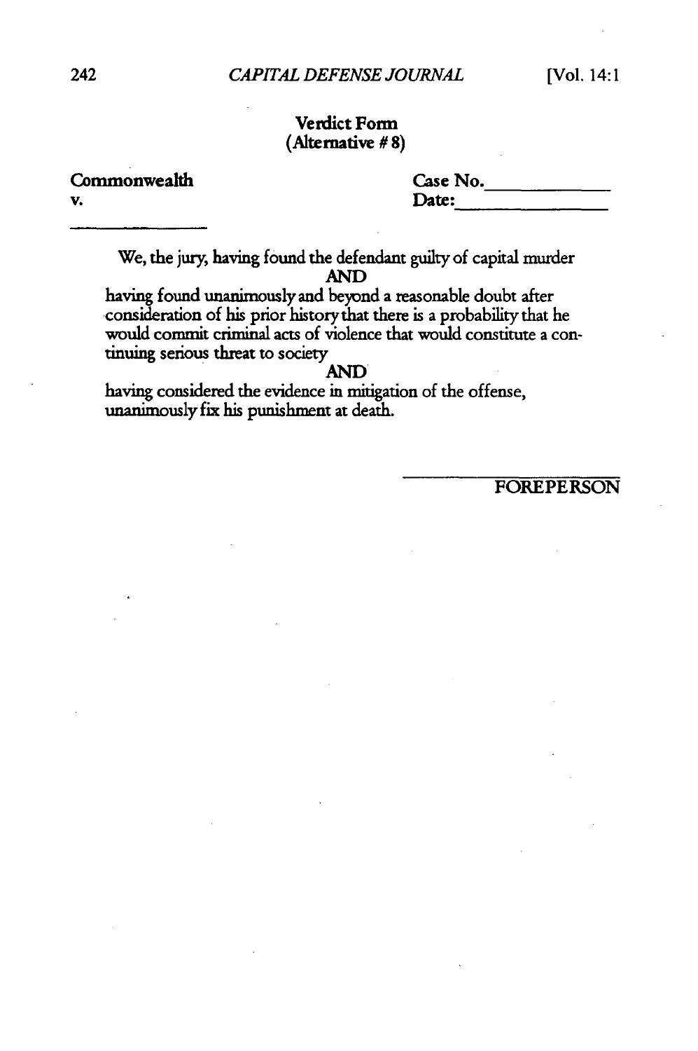**Verdict Form**
**(Alternative # 8)**

**Commonwealth**
**v.**

\_\_\_\_\_\_\_\_\_\_\_\_\_\_\_

**Case No.**\_\_\_\_\_\_\_\_\_\_\_\_\_
**Date:**\_\_\_\_\_\_\_\_\_\_\_\_\_\_\_

We, the jury, having found the defendant guilty of capital murder

**AND**

having found unanimously and beyond a reasonable doubt after consideration of his prior history that there is a probability that he would commit criminal acts of violence that would constitute a continuing serious threat to society

**AND**

having considered the evidence in mitigation of the offense, unanimously fix his punishment at death.

\_\_\_\_\_\_\_\_\_\_\_\_\_\_\_\_\_\_\_\_\_\_
FOREPERSON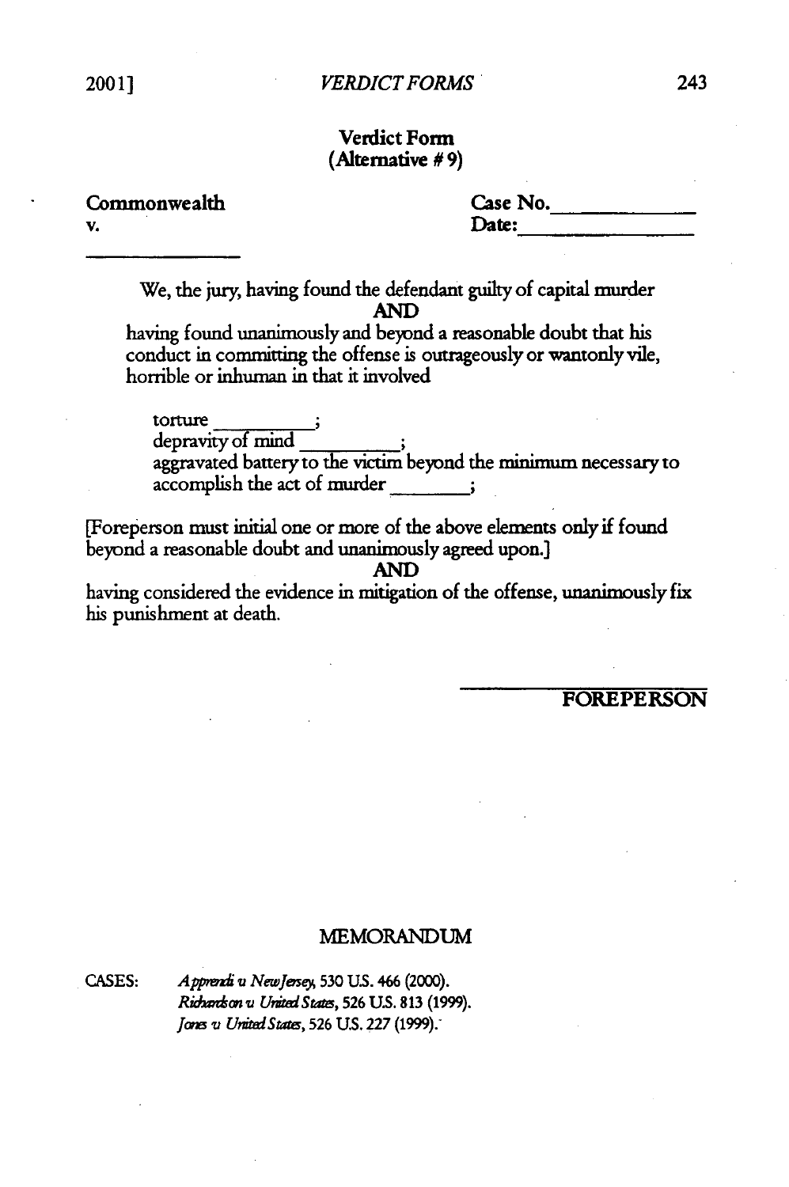## Verdict Form
### (Alternative # 9)

Commonwealth
v.
\_\_\_\_\_\_\_\_\_\_\_\_\_\_

Case No.\_\_\_\_\_\_\_\_\_\_\_\_
Date:\_\_\_\_\_\_\_\_\_\_\_\_\_\_

We, the jury, having found the defendant guilty of capital murder

**AND**

having found unanimously and beyond a reasonable doubt that his conduct in committing the offense is outrageously or wantonly vile, horrible or inhuman in that it involved

torture \_\_\_\_\_\_\_\_\_\_;
depravity of mind \_\_\_\_\_\_\_\_\_\_;
aggravated battery to the victim beyond the minimum necessary to accomplish the act of murder \_\_\_\_\_\_\_\_;

[Foreperson must initial one or more of the above elements only if found beyond a reasonable doubt and unanimously agreed upon.]

**AND**

having considered the evidence in mitigation of the offense, unanimously fix his punishment at death.

\_\_\_\_\_\_\_\_\_\_\_\_\_\_\_\_\_\_\_\_
**FOREPERSON**

## MEMORANDUM

CASES: *Apprendi v New Jersey*, 530 U.S. 466 (2000).
*Richardson v United States*, 526 U.S. 813 (1999).
*Jones v United States*, 526 U.S. 227 (1999).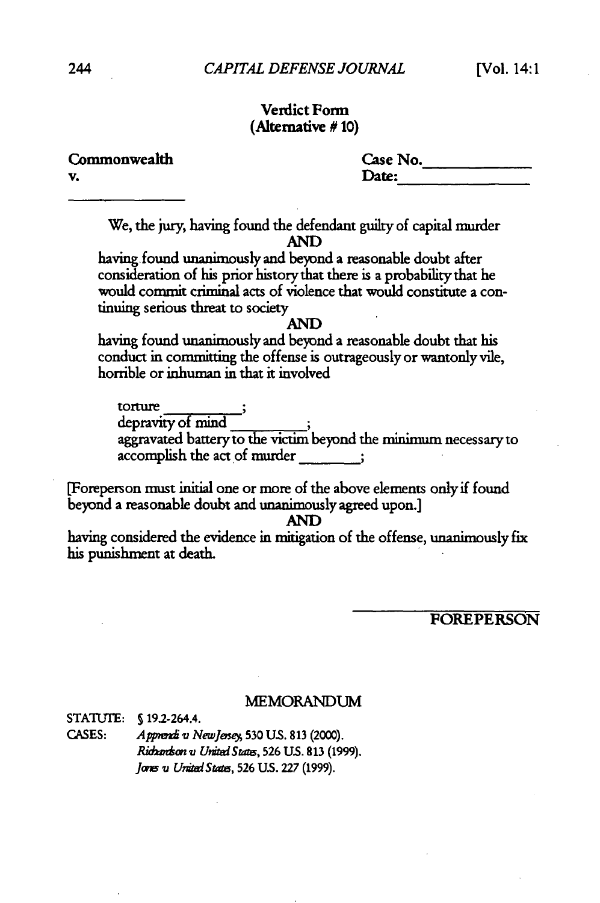## Verdict Form
## (Alternative # 10)

Commonwealth
v.
\_\_\_\_\_\_\_\_\_\_\_\_

Case No.\_\_\_\_\_\_\_\_\_\_\_\_
Date:\_\_\_\_\_\_\_\_\_\_\_\_\_\_

We, the jury, having found the defendant guilty of capital murder

**AND**

having found unanimously and beyond a reasonable doubt after consideration of his prior history that there is a probability that he would commit criminal acts of violence that would constitute a continuing serious threat to society

**AND**

having found unanimously and beyond a reasonable doubt that his conduct in committing the offense is outrageously or wantonly vile, horrible or inhuman in that it involved

torture \_\_\_\_\_\_\_\_\_;
depravity of mind \_\_\_\_\_\_\_\_\_;
aggravated battery to the victim beyond the minimum necessary to accomplish the act of murder \_\_\_\_\_\_\_\_;

[Foreperson must initial one or more of the above elements only if found beyond a reasonable doubt and unanimously agreed upon.]

**AND**

having considered the evidence in mitigation of the offense, unanimously fix his punishment at death.

\_\_\_\_\_\_\_\_\_\_\_\_\_\_\_\_\_\_\_\_
FOREPERSON

MEMORANDUM

STATUTE: § 19.2-264.4.
CASES: *Apprendi v New Jersey*, 530 U.S. 813 (2000).
*Richardson v United States*, 526 U.S. 813 (1999).
*Jones v United States*, 526 U.S. 227 (1999).